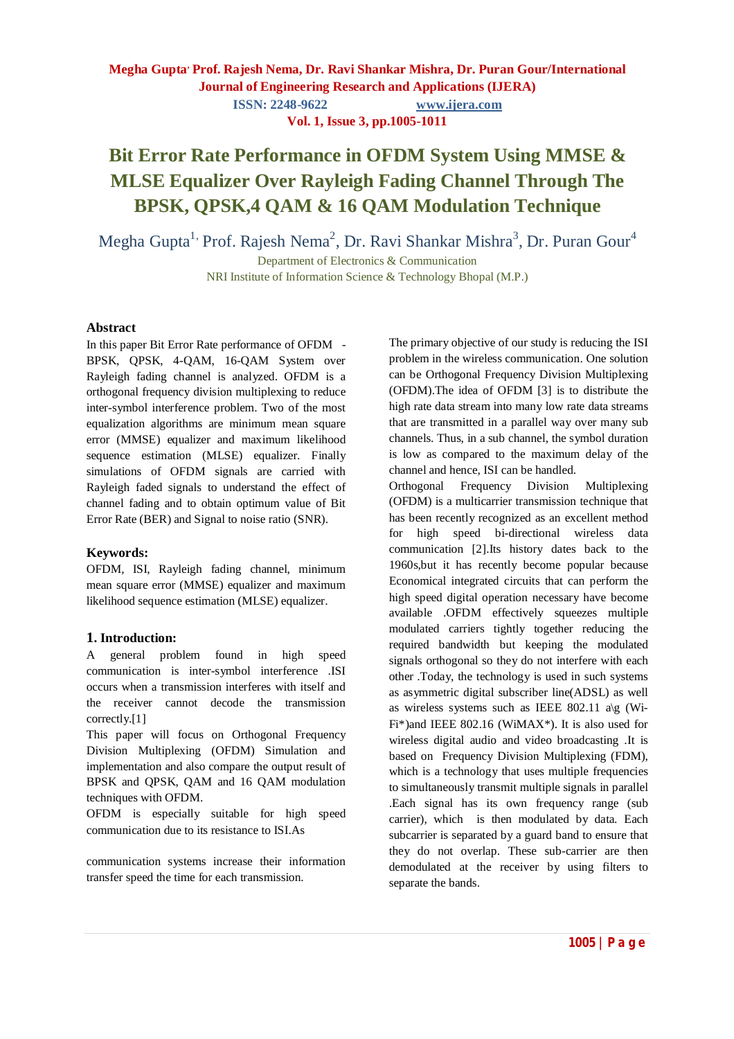# Bit Error Rate Performance in OFDM System Using MMSE & MLSE Equalizer Over Rayleigh Fading Channel Through The BPSK, QPSK,4 QAM & 16 QAM Modulation Technique

Megha Gupta[1,] Prof. Rajesh Nema[2], Dr. Ravi Shankar Mishra[3], Dr. Puran Gour[4]

Department of Electronics & Communication

NRI Institute of Information Science & Technology Bhopal (M.P.)

## Abstract

In this paper Bit Error Rate performance of OFDM - BPSK, QPSK, 4-QAM, 16-QAM System over Rayleigh fading channel is analyzed. OFDM is a orthogonal frequency division multiplexing to reduce inter-symbol interference problem. Two of the most equalization algorithms are minimum mean square error (MMSE) equalizer and maximum likelihood sequence estimation (MLSE) equalizer. Finally simulations of OFDM signals are carried with Rayleigh faded signals to understand the effect of channel fading and to obtain optimum value of Bit Error Rate (BER) and Signal to noise ratio (SNR).

**Keywords:**

OFDM, ISI, Rayleigh fading channel, minimum mean square error (MMSE) equalizer and maximum likelihood sequence estimation (MLSE) equalizer.

## 1. Introduction:

A general problem found in high speed communication is inter-symbol interference .ISI occurs when a transmission interferes with itself and the receiver cannot decode the transmission correctly.[1]

This paper will focus on Orthogonal Frequency Division Multiplexing (OFDM) Simulation and implementation and also compare the output result of BPSK and QPSK, QAM and 16 QAM modulation techniques with OFDM.

OFDM is especially suitable for high speed communication due to its resistance to ISI.As communication systems increase their information transfer speed the time for each transmission.

The primary objective of our study is reducing the ISI problem in the wireless communication. One solution can be Orthogonal Frequency Division Multiplexing (OFDM).The idea of OFDM [3] is to distribute the high rate data stream into many low rate data streams that are transmitted in a parallel way over many sub channels. Thus, in a sub channel, the symbol duration is low as compared to the maximum delay of the channel and hence, ISI can be handled.

Orthogonal Frequency Division Multiplexing (OFDM) is a multicarrier transmission technique that has been recently recognized as an excellent method for high speed bi-directional wireless data communication [2].Its history dates back to the 1960s,but it has recently become popular because Economical integrated circuits that can perform the high speed digital operation necessary have become available .OFDM effectively squeezes multiple modulated carriers tightly together reducing the required bandwidth but keeping the modulated signals orthogonal so they do not interfere with each other .Today, the technology is used in such systems as asymmetric digital subscriber line(ADSL) as well as wireless systems such as IEEE 802.11 a\g (Wi-Fi*)and IEEE 802.16 (WiMAX*). It is also used for wireless digital audio and video broadcasting .It is based on Frequency Division Multiplexing (FDM), which is a technology that uses multiple frequencies to simultaneously transmit multiple signals in parallel .Each signal has its own frequency range (sub carrier), which is then modulated by data. Each subcarrier is separated by a guard band to ensure that they do not overlap. These sub-carrier are then demodulated at the receiver by using filters to separate the bands.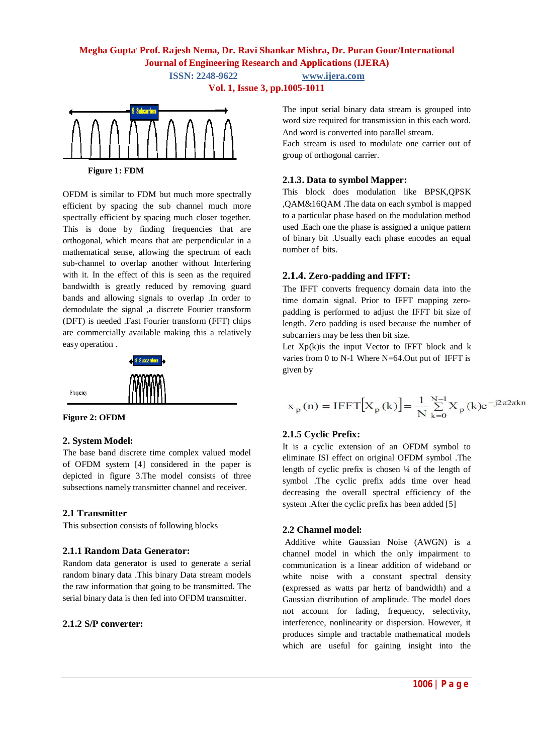Figure 1: FDM

OFDM is similar to FDM but much more spectrally efficient by spacing the sub channel much more spectrally efficient by spacing much closer together. This is done by finding frequencies that are orthogonal, which means that are perpendicular in a mathematical sense, allowing the spectrum of each sub-channel to overlap another without Interfering with it. In the effect of this is seen as the required bandwidth is greatly reduced by removing guard bands and allowing signals to overlap .In order to demodulate the signal ,a discrete Fourier transform (DFT) is needed .Fast Fourier transform (FFT) chips are commercially available making this a relatively easy operation .

Figure 2: OFDM

## 2. System Model:

The base band discrete time complex valued model of OFDM system [4] considered in the paper is depicted in figure 3.The model consists of three subsections namely transmitter channel and receiver.

### 2.1 Transmitter

This subsection consists of following blocks

#### 2.1.1 Random Data Generator:

Random data generator is used to generate a serial random binary data .This binary Data stream models the raw information that going to be transmitted. The serial binary data is then fed into OFDM transmitter.

#### 2.1.2 S/P converter:

The input serial binary data stream is grouped into word size required for transmission in this each word. And word is converted into parallel stream.

Each stream is used to modulate one carrier out of group of orthogonal carrier.

#### 2.1.3. Data to symbol Mapper:

This block does modulation like BPSK,QPSK ,QAM&16QAM .The data on each symbol is mapped to a particular phase based on the modulation method used .Each one the phase is assigned a unique pattern of binary bit .Usually each phase encodes an equal number of bits.

#### 2.1.4. Zero-padding and IFFT:

The IFFT converts frequency domain data into the time domain signal. Prior to IFFT mapping zero-padding is performed to adjust the IFFT bit size of length. Zero padding is used because the number of subcarriers may be less then bit size.

Let Xp(k)is the input Vector to IFFT block and k varies from 0 to N-1 Where N=64.Out put of IFFT is given by

$$x_p(n) = \text{IFFT}\left[X_p(k)\right] = \frac{1}{N}\sum_{k=0}^{N-1} X_p(k)e^{-j2\pi 2\pi kn}$$

#### 2.1.5 Cyclic Prefix:

It is a cyclic extension of an OFDM symbol to eliminate ISI effect on original OFDM symbol .The length of cyclic prefix is chosen ¼ of the length of symbol .The cyclic prefix adds time over head decreasing the overall spectral efficiency of the system .After the cyclic prefix has been added [5]

### 2.2 Channel model:

Additive white Gaussian Noise (AWGN) is a channel model in which the only impairment to communication is a linear addition of wideband or white noise with a constant spectral density (expressed as watts par hertz of bandwidth) and a Gaussian distribution of amplitude. The model does not account for fading, frequency, selectivity, interference, nonlinearity or dispersion. However, it produces simple and tractable mathematical models which are useful for gaining insight into the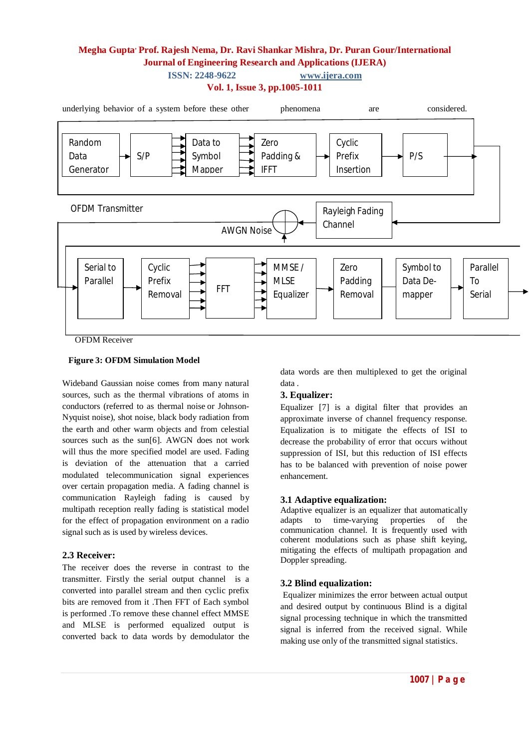underlying behavior of a system before these other phenomena are considered.

Random Data Generator → S/P → Data to Symbol Mapper → Zero Padding & IFFT → Cyclic Prefix Insertion → P/S

OFDM Transmitter

Rayleigh Fading Channel

AWGN Noise

Serial to Parallel → Cyclic Prefix Removal → FFT → MMSE / MLSE Equalizer → Zero Padding Removal → Symbol to Data De-mapper → Parallel To Serial

OFDM Receiver

**Figure 3: OFDM Simulation Model**

Wideband Gaussian noise comes from many natural sources, such as the thermal vibrations of atoms in conductors (referred to as thermal noise or Johnson-Nyquist noise), shot noise, black body radiation from the earth and other warm objects and from celestial sources such as the sun[6]. AWGN does not work will thus the more specified model are used. Fading is deviation of the attenuation that a carried modulated telecommunication signal experiences over certain propagation media. A fading channel is communication Rayleigh fading is caused by multipath reception really fading is statistical model for the effect of propagation environment on a radio signal such as is used by wireless devices.

### 2.3 Receiver:

The receiver does the reverse in contrast to the transmitter. Firstly the serial output channel is a converted into parallel stream and then cyclic prefix bits are removed from it .Then FFT of Each symbol is performed .To remove these channel effect MMSE and MLSE is performed equalized output is converted back to data words by demodulator the data words are then multiplexed to get the original data .

## 3. Equalizer:

Equalizer [7] is a digital filter that provides an approximate inverse of channel frequency response. Equalization is to mitigate the effects of ISI to decrease the probability of error that occurs without suppression of ISI, but this reduction of ISI effects has to be balanced with prevention of noise power enhancement.

### 3.1 Adaptive equalization:

Adaptive equalizer is an equalizer that automatically adapts to time-varying properties of the communication channel. It is frequently used with coherent modulations such as phase shift keying, mitigating the effects of multipath propagation and Doppler spreading.

### 3.2 Blind equalization:

Equalizer minimizes the error between actual output and desired output by continuous Blind is a digital signal processing technique in which the transmitted signal is inferred from the received signal. While making use only of the transmitted signal statistics.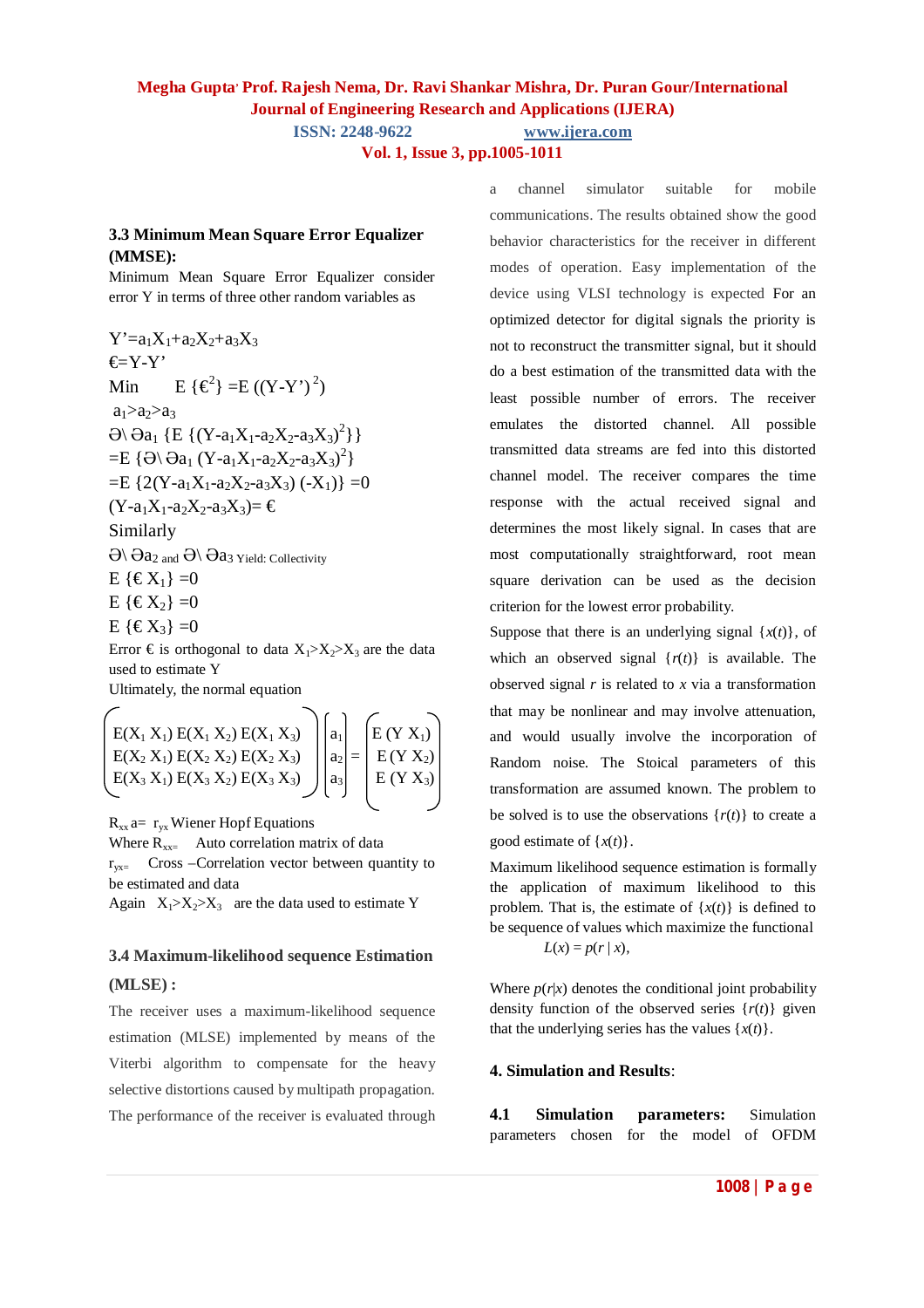### 3.3 Minimum Mean Square Error Equalizer (MMSE):

Minimum Mean Square Error Equalizer consider error Y in terms of three other random variables as

$$Y' = a_1X_1 + a_2X_2 + a_3X_3$$

$$€ = Y - Y'$$

$$\text{Min} \quad E\{€^2\} = E((Y-Y')^2)$$

$$a_1 > a_2 > a_3$$

$$\partial \backslash \partial a_1 \{E\{(Y - a_1X_1 - a_2X_2 - a_3X_3)^2\}\}$$

$$= E\{\partial \backslash \partial a_1 (Y - a_1X_1 - a_2X_2 - a_3X_3)^2\}$$

$$= E\{2(Y - a_1X_1 - a_2X_2 - a_3X_3)(-X_1)\} = 0$$

$$(Y - a_1X_1 - a_2X_2 - a_3X_3) = €$$

Similarly

$\partial \backslash \partial a_2$ and $\partial \backslash \partial a_3$ Yield: Collectivity

$$E\{€ X_1\} = 0$$

$$E\{€ X_2\} = 0$$

$$E\{€ X_3\} = 0$$

Error € is orthogonal to data $X_1 > X_2 > X_3$ are the data used to estimate Y

Ultimately, the normal equation

$$\begin{pmatrix} E(X_1 X_1) & E(X_1 X_2) & E(X_1 X_3) \\ E(X_2 X_1) & E(X_2 X_2) & E(X_2 X_3) \\ E(X_3 X_1) & E(X_3 X_2) & E(X_3 X_3) \end{pmatrix} \begin{pmatrix} a_1 \\ a_2 \\ a_3 \end{pmatrix} = \begin{pmatrix} E(Y X_1) \\ E(Y X_2) \\ E(Y X_3) \end{pmatrix}$$

$R_{xx} a = r_{yx}$ Wiener Hopf Equations

Where $R_{xx}$ = Auto correlation matrix of data

$r_{yx}$ = Cross –Correlation vector between quantity to be estimated and data

Again $X_1 > X_2 > X_3$ are the data used to estimate Y

### 3.4 Maximum-likelihood sequence Estimation (MLSE) :

The receiver uses a maximum-likelihood sequence estimation (MLSE) implemented by means of the Viterbi algorithm to compensate for the heavy selective distortions caused by multipath propagation. The performance of the receiver is evaluated through a channel simulator suitable for mobile communications. The results obtained show the good behavior characteristics for the receiver in different modes of operation. Easy implementation of the device using VLSI technology is expected For an optimized detector for digital signals the priority is not to reconstruct the transmitter signal, but it should do a best estimation of the transmitted data with the least possible number of errors. The receiver emulates the distorted channel. All possible transmitted data streams are fed into this distorted channel model. The receiver compares the time response with the actual received signal and determines the most likely signal. In cases that are most computationally straightforward, root mean square derivation can be used as the decision criterion for the lowest error probability.

Suppose that there is an underlying signal $\{x(t)\}$, of which an observed signal $\{r(t)\}$ is available. The observed signal $r$ is related to $x$ via a transformation that may be nonlinear and may involve attenuation, and would usually involve the incorporation of Random noise. The Stoical parameters of this transformation are assumed known. The problem to be solved is to use the observations $\{r(t)\}$ to create a good estimate of $\{x(t)\}$.

Maximum likelihood sequence estimation is formally the application of maximum likelihood to this problem. That is, the estimate of $\{x(t)\}$ is defined to be sequence of values which maximize the functional

$$L(x) = p(r \mid x),$$

Where $p(r|x)$ denotes the conditional joint probability density function of the observed series $\{r(t)\}$ given that the underlying series has the values $\{x(t)\}$.

## 4. Simulation and Results:

**4.1 Simulation parameters:** Simulation parameters chosen for the model of OFDM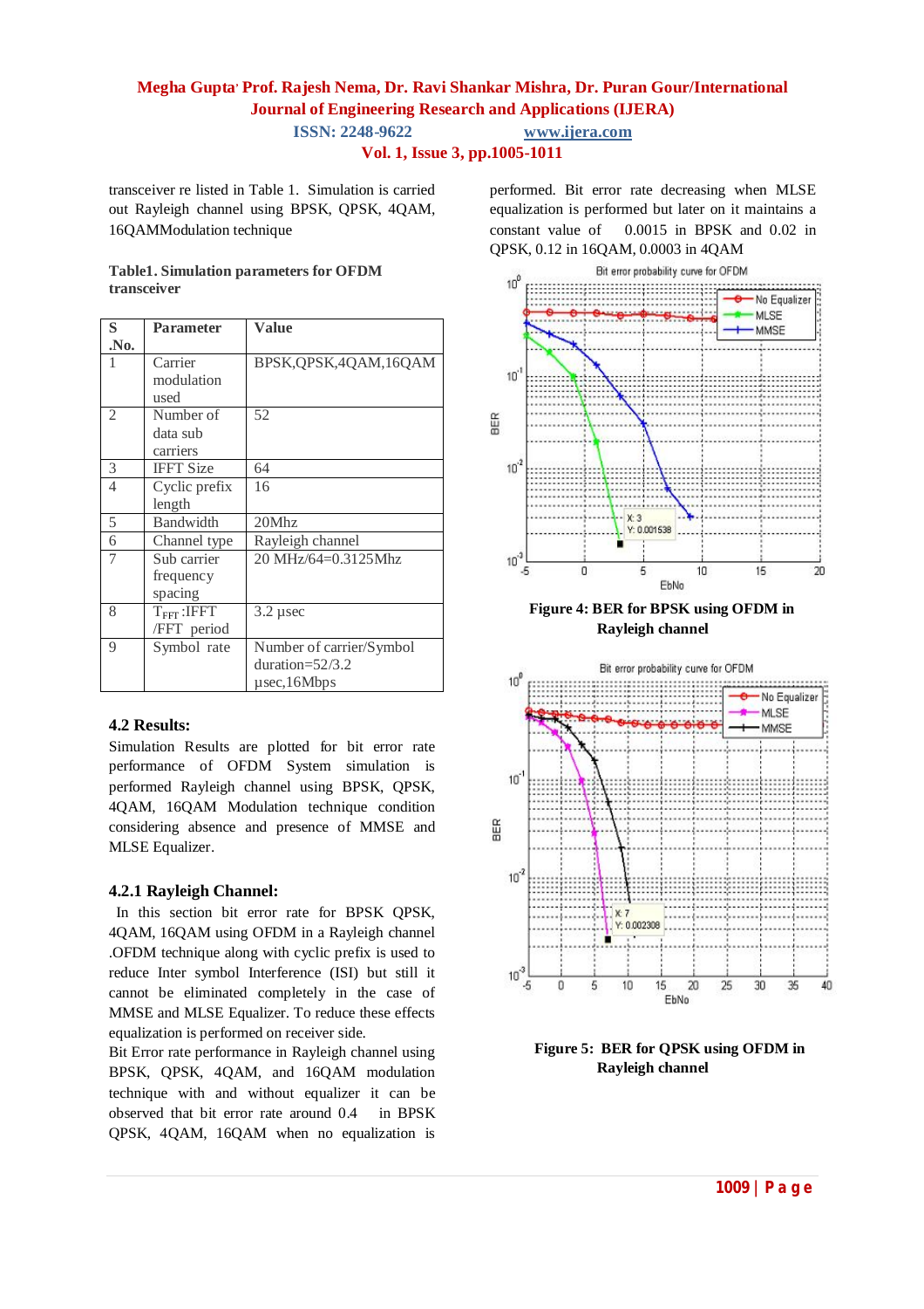transceiver re listed in Table 1. Simulation is carried out Rayleigh channel using BPSK, QPSK, 4QAM, 16QAMModulation technique

**Table1. Simulation parameters for OFDM transceiver**

| S .No. | Parameter | Value |
|---|---|---|
| 1 | Carrier modulation used | BPSK,QPSK,4QAM,16QAM |
| 2 | Number of data sub carriers | 52 |
| 3 | IFFT Size | 64 |
| 4 | Cyclic prefix length | 16 |
| 5 | Bandwidth | 20Mhz |
| 6 | Channel type | Rayleigh channel |
| 7 | Sub carrier frequency spacing | 20 MHz/64=0.3125Mhz |
| 8 | $T_{FFT}$ :IFFT /FFT period | 3.2 µsec |
| 9 | Symbol rate | Number of carrier/Symbol duration=52/3.2 µsec,16Mbps |

### 4.2 Results:

Simulation Results are plotted for bit error rate performance of OFDM System simulation is performed Rayleigh channel using BPSK, QPSK, 4QAM, 16QAM Modulation technique condition considering absence and presence of MMSE and MLSE Equalizer.

### 4.2.1 Rayleigh Channel:

In this section bit error rate for BPSK QPSK, 4QAM, 16QAM using OFDM in a Rayleigh channel .OFDM technique along with cyclic prefix is used to reduce Inter symbol Interference (ISI) but still it cannot be eliminated completely in the case of MMSE and MLSE Equalizer. To reduce these effects equalization is performed on receiver side.

Bit Error rate performance in Rayleigh channel using BPSK, QPSK, 4QAM, and 16QAM modulation technique with and without equalizer it can be observed that bit error rate around 0.4 in BPSK QPSK, 4QAM, 16QAM when no equalization is performed. Bit error rate decreasing when MLSE equalization is performed but later on it maintains a constant value of 0.0015 in BPSK and 0.02 in QPSK, 0.12 in 16QAM, 0.0003 in 4QAM

**Figure 4: BER for BPSK using OFDM in Rayleigh channel**

**Figure 5: BER for QPSK using OFDM in Rayleigh channel**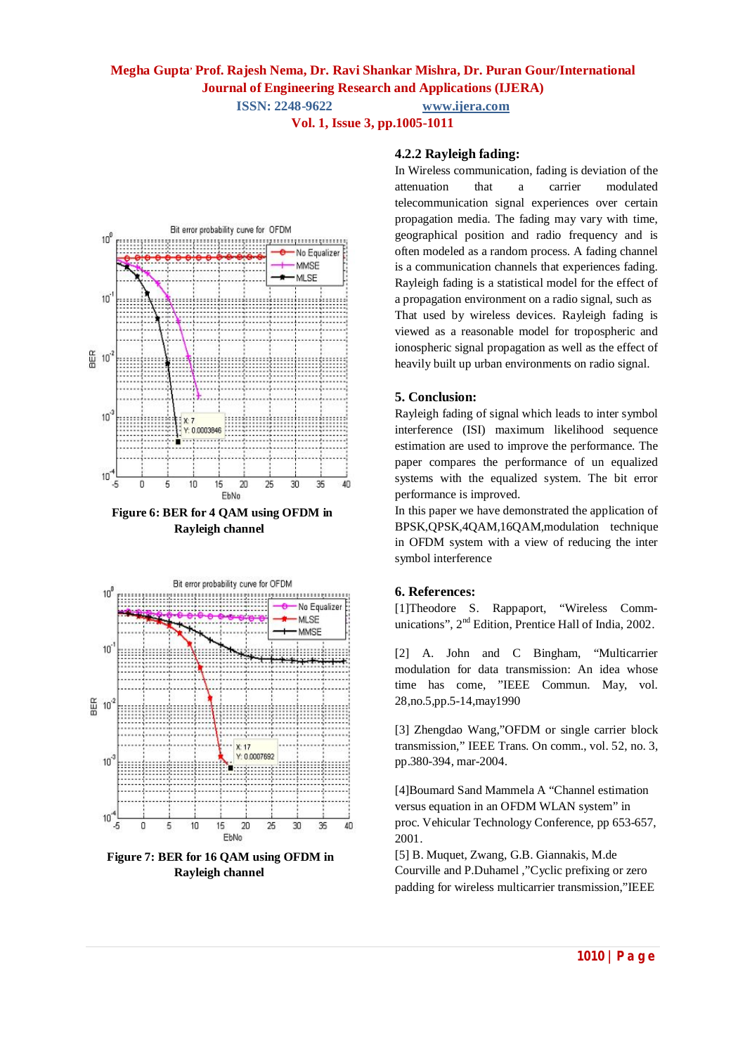Figure 6: BER for 4 QAM using OFDM in Rayleigh channel

Figure 7: BER for 16 QAM using OFDM in Rayleigh channel

### 4.2.2 Rayleigh fading:

In Wireless communication, fading is deviation of the attenuation that a carrier modulated telecommunication signal experiences over certain propagation media. The fading may vary with time, geographical position and radio frequency and is often modeled as a random process. A fading channel is a communication channels that experiences fading. Rayleigh fading is a statistical model for the effect of a propagation environment on a radio signal, such as That used by wireless devices. Rayleigh fading is viewed as a reasonable model for tropospheric and ionospheric signal propagation as well as the effect of heavily built up urban environments on radio signal.

## 5. Conclusion:

Rayleigh fading of signal which leads to inter symbol interference (ISI) maximum likelihood sequence estimation are used to improve the performance. The paper compares the performance of un equalized systems with the equalized system. The bit error performance is improved.

In this paper we have demonstrated the application of BPSK,QPSK,4QAM,16QAM,modulation technique in OFDM system with a view of reducing the inter symbol interference

## 6. References:

[1]Theodore S. Rappaport, "Wireless Communications", 2nd Edition, Prentice Hall of India, 2002.

[2] A. John and C Bingham, "Multicarrier modulation for data transmission: An idea whose time has come, "IEEE Commun. May, vol. 28,no.5,pp.5-14,may1990

[3] Zhengdao Wang,"OFDM or single carrier block transmission," IEEE Trans. On comm., vol. 52, no. 3, pp.380-394, mar-2004.

[4]Boumard Sand Mammela A "Channel estimation versus equation in an OFDM WLAN system" in proc. Vehicular Technology Conference, pp 653-657, 2001.

[5] B. Muquet, Zwang, G.B. Giannakis, M.de Courville and P.Duhamel ,"Cyclic prefixing or zero padding for wireless multicarrier transmission,"IEEE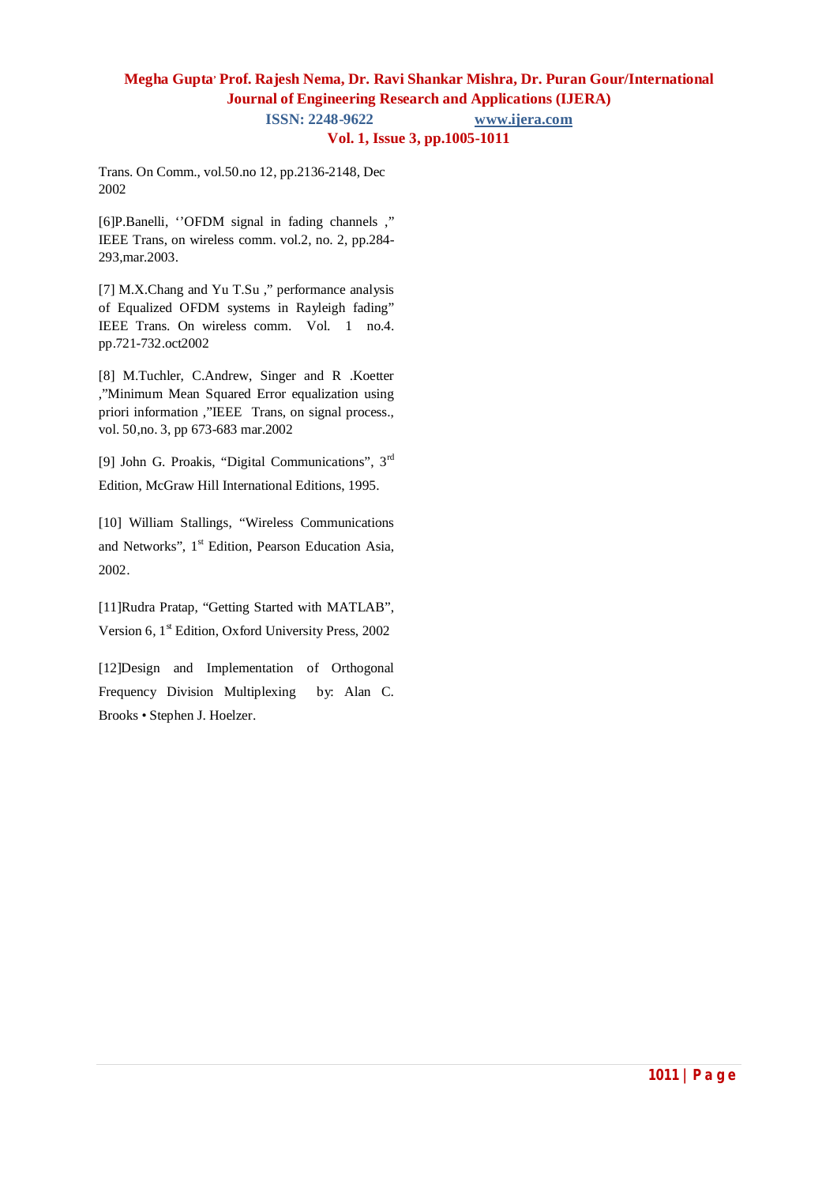Trans. On Comm., vol.50.no 12, pp.2136-2148, Dec 2002

[6]P.Banelli, ''OFDM signal in fading channels ," IEEE Trans, on wireless comm. vol.2, no. 2, pp.284-293,mar.2003.

[7] M.X.Chang and Yu T.Su ," performance analysis of Equalized OFDM systems in Rayleigh fading" IEEE Trans. On wireless comm. Vol. 1 no.4. pp.721-732.oct2002

[8] M.Tuchler, C.Andrew, Singer and R .Koetter ,"Minimum Mean Squared Error equalization using priori information ,"IEEE Trans, on signal process., vol. 50,no. 3, pp 673-683 mar.2002

[9] John G. Proakis, "Digital Communications", 3rd Edition, McGraw Hill International Editions, 1995.

[10] William Stallings, "Wireless Communications and Networks", 1st Edition, Pearson Education Asia, 2002.

[11]Rudra Pratap, "Getting Started with MATLAB", Version 6, 1st Edition, Oxford University Press, 2002

[12]Design and Implementation of Orthogonal Frequency Division Multiplexing by: Alan C. Brooks • Stephen J. Hoelzer.